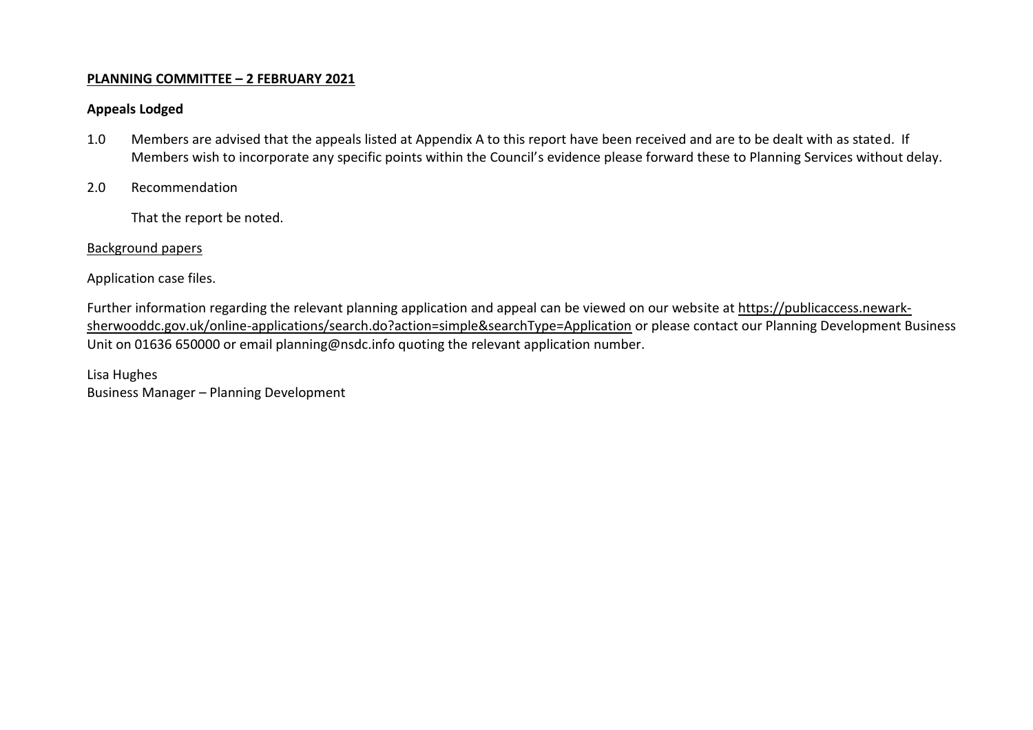**PLANNING COMMITTEE – 2 FEBRUARY 2021**

**Appeals Lodged**

1.0 Members are advised that the appeals listed at Appendix A to this report have been received and are to be dealt with as stated. If Members wish to incorporate any specific points within the Council's evidence please forward these to Planning Services without delay.

2.0 Recommendation

That the report be noted.

Background papers

Application case files.

Further information regarding the relevant planning application and appeal can be viewed on our website at https://publicaccess.newark-sherwooddc.gov.uk/online-applications/search.do?action=simple&searchType=Application or please contact our Planning Development Business Unit on 01636 650000 or email planning@nsdc.info quoting the relevant application number.

Lisa Hughes
Business Manager – Planning Development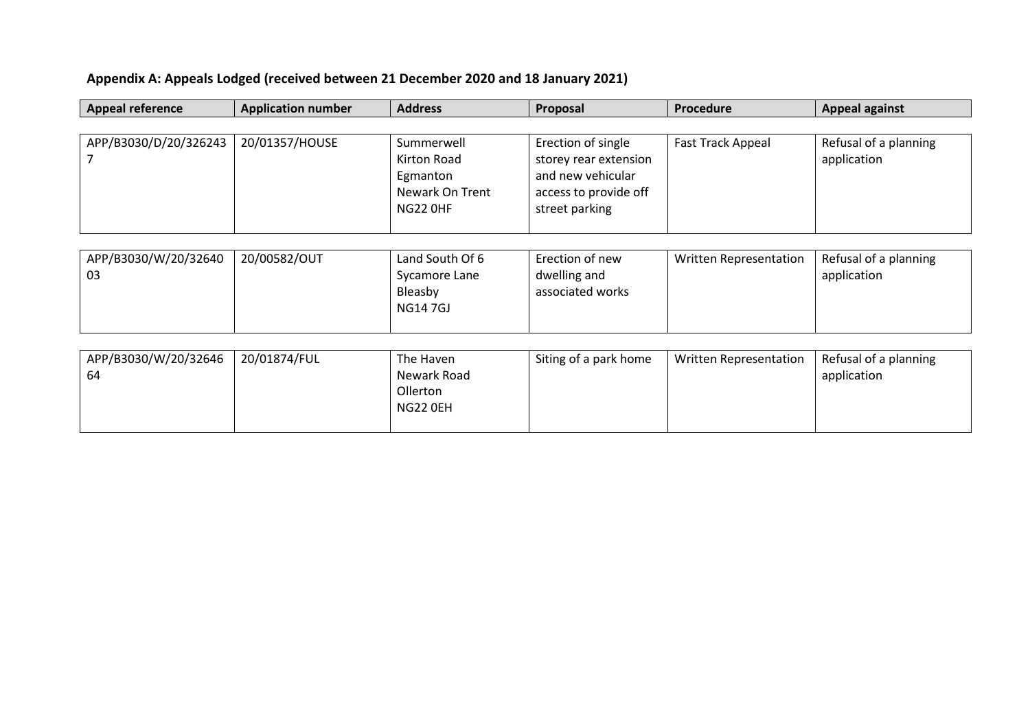**Appendix A: Appeals Lodged (received between 21 December 2020 and 18 January 2021)**

| Appeal reference | Application number | Address | Proposal | Procedure | Appeal against |
|---|---|---|---|---|---|
| APP/B3030/D/20/3262437 | 20/01357/HOUSE | Summerwell Kirton Road Egmanton Newark On Trent NG22 0HF | Erection of single storey rear extension and new vehicular access to provide off street parking | Fast Track Appeal | Refusal of a planning application |
| APP/B3030/W/20/3264003 | 20/00582/OUT | Land South Of 6 Sycamore Lane Bleasby NG14 7GJ | Erection of new dwelling and associated works | Written Representation | Refusal of a planning application |
| APP/B3030/W/20/3264664 | 20/01874/FUL | The Haven Newark Road Ollerton NG22 0EH | Siting of a park home | Written Representation | Refusal of a planning application |